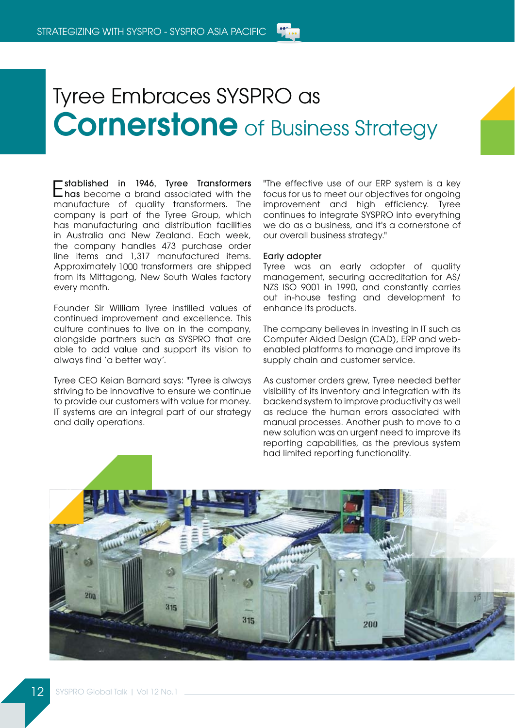# Tyree Embraces SYSPRO as **Cornerstone** of Business Strategy

Established in 1946, Tyree Transformers has become a brand associated with the manufacture of quality transformers. The company is part of the Tyree Group, which has manufacturing and distribution facilities in Australia and New Zealand. Each week, the company handles 473 purchase order line items and 1,317 manufactured items. Approximately 1000 transformers are shipped from its Mittagong, New South Wales factory every month.

Founder Sir William Tyree instilled values of continued improvement and excellence. This culture continues to live on in the company, alongside partners such as SYSPRO that are able to add value and support its vision to always find 'a better way'.

Tyree CEO Keian Barnard says: "Tyree is always striving to be innovative to ensure we continue to provide our customers with value for money. IT systems are an integral part of our strategy and daily operations.

"The effective use of our ERP system is a key focus for us to meet our objectives for ongoing improvement and high efficiency. Tyree continues to integrate SYSPRO into everything we do as a business, and it's a cornerstone of our overall business strategy."

## Early adopter

Tyree was an early adopter of quality management, securing accreditation for AS/NZS ISO 9001 in 1990, and constantly carries out in-house testing and development to enhance its products.

The company believes in investing in IT such as Computer Aided Design (CAD), ERP and web-enabled platforms to manage and improve its supply chain and customer service.

As customer orders grew, Tyree needed better visibility of its inventory and integration with its backend system to improve productivity as well as reduce the human errors associated with manual processes. Another push to move to a new solution was an urgent need to improve its reporting capabilities, as the previous system had limited reporting functionality.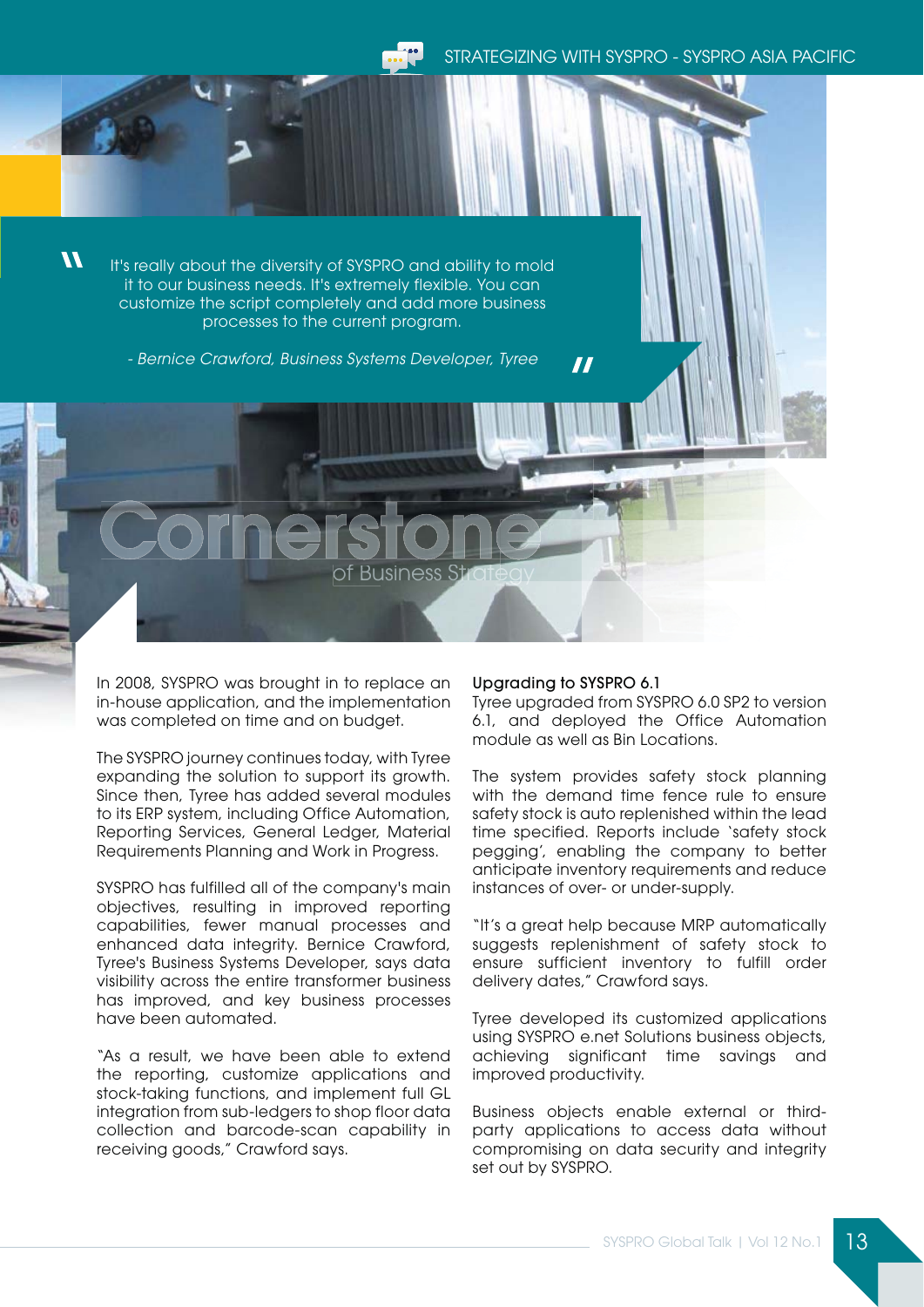> "It's really about the diversity of SYSPRO and ability to mold it to our business needs. It's extremely flexible. You can customize the script completely and add more business processes to the current program.
>
> *- Bernice Crawford, Business Systems Developer, Tyree*"

# Cornerstone

## of Business Strategy

In 2008, SYSPRO was brought in to replace an in-house application, and the implementation was completed on time and on budget.

The SYSPRO journey continues today, with Tyree expanding the solution to support its growth. Since then, Tyree has added several modules to its ERP system, including Office Automation, Reporting Services, General Ledger, Material Requirements Planning and Work in Progress.

SYSPRO has fulfilled all of the company's main objectives, resulting in improved reporting capabilities, fewer manual processes and enhanced data integrity. Bernice Crawford, Tyree's Business Systems Developer, says data visibility across the entire transformer business has improved, and key business processes have been automated.

"As a result, we have been able to extend the reporting, customize applications and stock-taking functions, and implement full GL integration from sub-ledgers to shop floor data collection and barcode-scan capability in receiving goods," Crawford says.

### Upgrading to SYSPRO 6.1

Tyree upgraded from SYSPRO 6.0 SP2 to version 6.1, and deployed the Office Automation module as well as Bin Locations.

The system provides safety stock planning with the demand time fence rule to ensure safety stock is auto replenished within the lead time specified. Reports include 'safety stock pegging', enabling the company to better anticipate inventory requirements and reduce instances of over- or under-supply.

"It's a great help because MRP automatically suggests replenishment of safety stock to ensure sufficient inventory to fulfill order delivery dates," Crawford says.

Tyree developed its customized applications using SYSPRO e.net Solutions business objects, achieving significant time savings and improved productivity.

Business objects enable external or third-party applications to access data without compromising on data security and integrity set out by SYSPRO.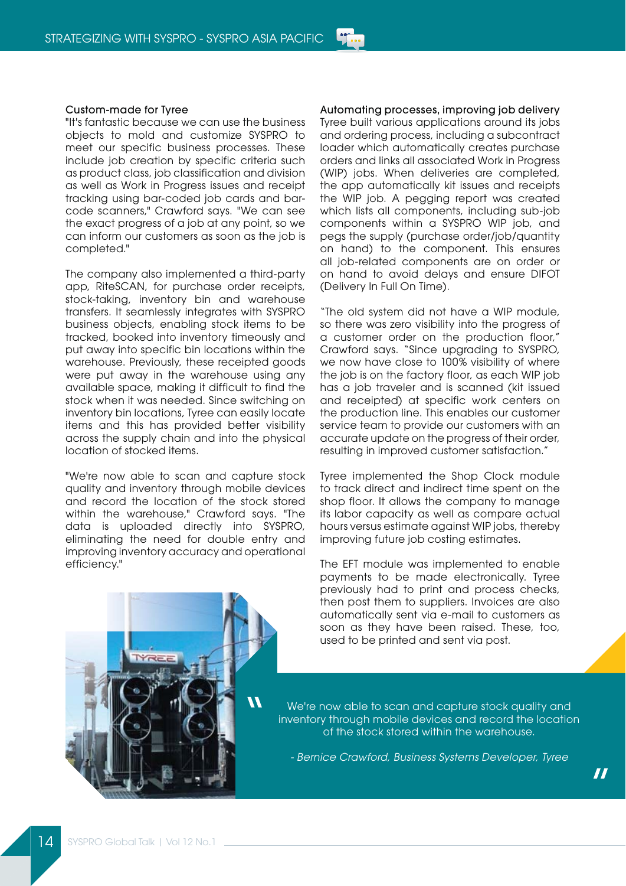### Custom-made for Tyree

"It's fantastic because we can use the business objects to mold and customize SYSPRO to meet our specific business processes. These include job creation by specific criteria such as product class, job classification and division as well as Work in Progress issues and receipt tracking using bar-coded job cards and bar-code scanners," Crawford says. "We can see the exact progress of a job at any point, so we can inform our customers as soon as the job is completed."

The company also implemented a third-party app, RiteSCAN, for purchase order receipts, stock-taking, inventory bin and warehouse transfers. It seamlessly integrates with SYSPRO business objects, enabling stock items to be tracked, booked into inventory timeously and put away into specific bin locations within the warehouse. Previously, these receipted goods were put away in the warehouse using any available space, making it difficult to find the stock when it was needed. Since switching on inventory bin locations, Tyree can easily locate items and this has provided better visibility across the supply chain and into the physical location of stocked items.

"We're now able to scan and capture stock quality and inventory through mobile devices and record the location of the stock stored within the warehouse," Crawford says. "The data is uploaded directly into SYSPRO, eliminating the need for double entry and improving inventory accuracy and operational efficiency."

### Automating processes, improving job delivery

Tyree built various applications around its jobs and ordering process, including a subcontract loader which automatically creates purchase orders and links all associated Work in Progress (WIP) jobs. When deliveries are completed, the app automatically kit issues and receipts the WIP job. A pegging report was created which lists all components, including sub-job components within a SYSPRO WIP job, and pegs the supply (purchase order/job/quantity on hand) to the component. This ensures all job-related components are on order or on hand to avoid delays and ensure DIFOT (Delivery In Full On Time).

"The old system did not have a WIP module, so there was zero visibility into the progress of a customer order on the production floor," Crawford says. "Since upgrading to SYSPRO, we now have close to 100% visibility of where the job is on the factory floor, as each WIP job has a job traveler and is scanned (kit issued and receipted) at specific work centers on the production line. This enables our customer service team to provide our customers with an accurate update on the progress of their order, resulting in improved customer satisfaction."

Tyree implemented the Shop Clock module to track direct and indirect time spent on the shop floor. It allows the company to manage its labor capacity as well as compare actual hours versus estimate against WIP jobs, thereby improving future job costing estimates.

The EFT module was implemented to enable payments to be made electronically. Tyree previously had to print and process checks, then post them to suppliers. Invoices are also automatically sent via e-mail to customers as soon as they have been raised. These, too, used to be printed and sent via post.

> "We're now able to scan and capture stock quality and inventory through mobile devices and record the location of the stock stored within the warehouse."
>
> *- Bernice Crawford, Business Systems Developer, Tyree*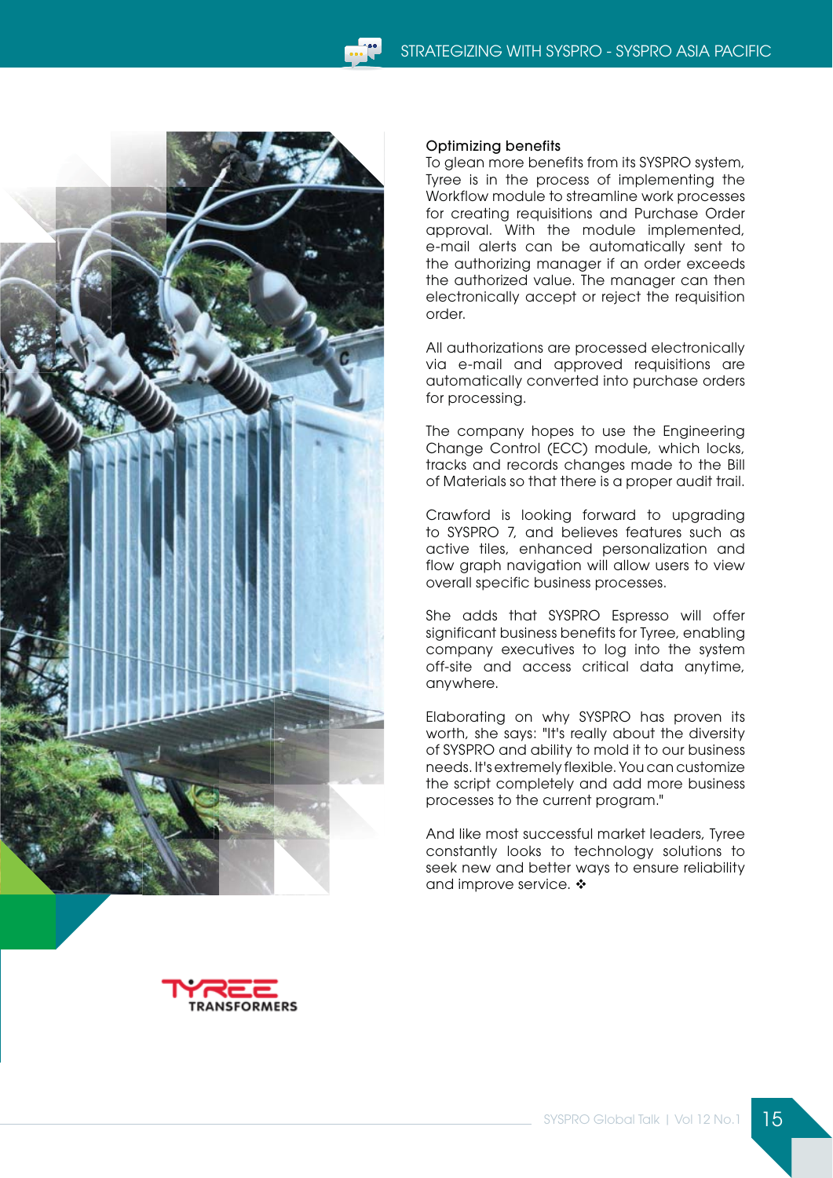## Optimizing benefits

To glean more benefits from its SYSPRO system, Tyree is in the process of implementing the Workflow module to streamline work processes for creating requisitions and Purchase Order approval. With the module implemented, e-mail alerts can be automatically sent to the authorizing manager if an order exceeds the authorized value. The manager can then electronically accept or reject the requisition order.

All authorizations are processed electronically via e-mail and approved requisitions are automatically converted into purchase orders for processing.

The company hopes to use the Engineering Change Control (ECC) module, which locks, tracks and records changes made to the Bill of Materials so that there is a proper audit trail.

Crawford is looking forward to upgrading to SYSPRO 7, and believes features such as active tiles, enhanced personalization and flow graph navigation will allow users to view overall specific business processes.

She adds that SYSPRO Espresso will offer significant business benefits for Tyree, enabling company executives to log into the system off-site and access critical data anytime, anywhere.

Elaborating on why SYSPRO has proven its worth, she says: "It's really about the diversity of SYSPRO and ability to mold it to our business needs. It's extremely flexible. You can customize the script completely and add more business processes to the current program."

And like most successful market leaders, Tyree constantly looks to technology solutions to seek new and better ways to ensure reliability and improve service. ❖

TYREE TRANSFORMERS